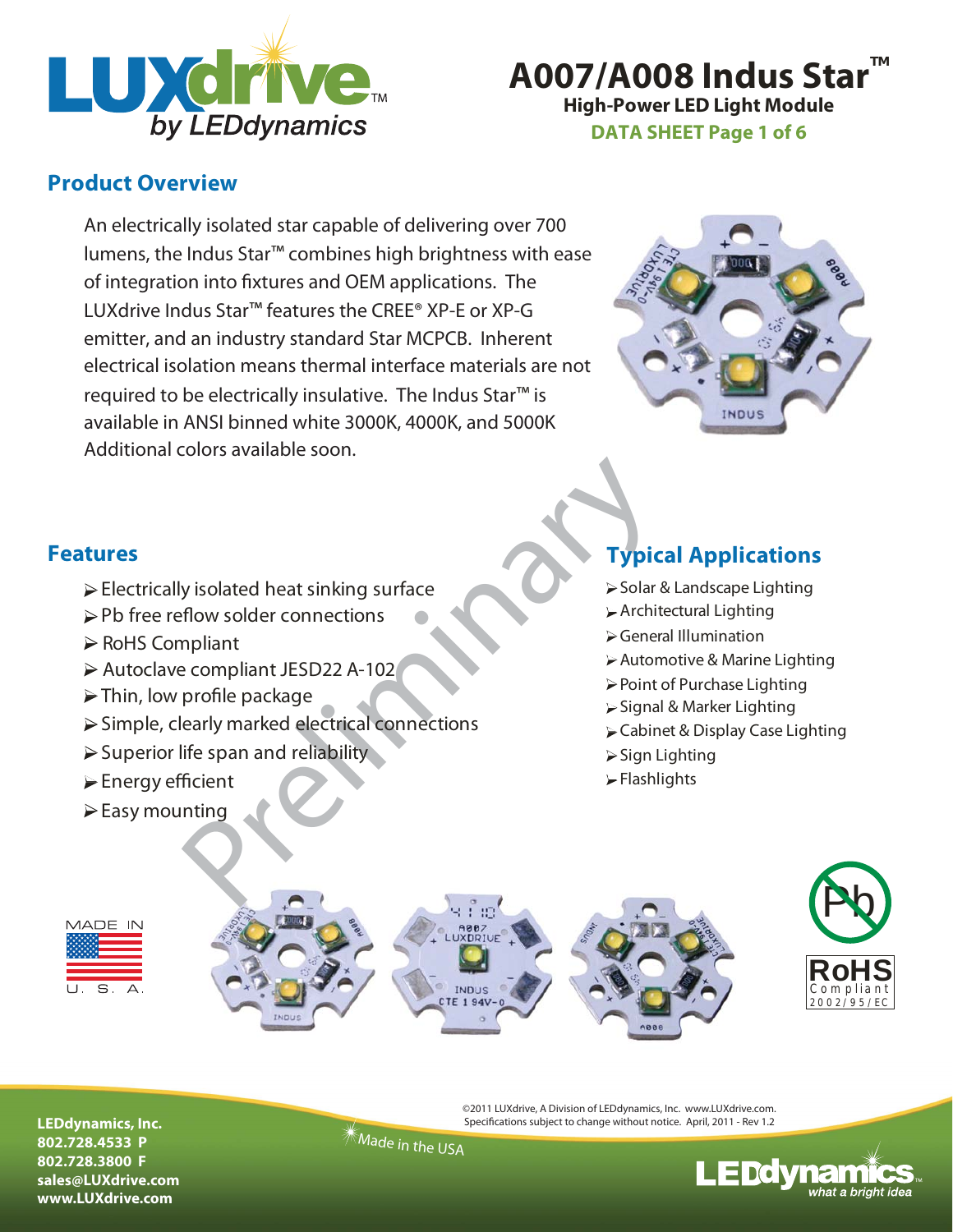# A007/A008 Indus Star™

**High-Power LED Light Module**

## Product Overview

An electrically isolated star capable of delivering over 700 lumens, the Indus Star™ combines high brightness with ease of integration into fixtures and OEM applications. The LUXdrive Indus Star™ features the CREE® XP-E or XP-G emitter, and an industry standard Star MCPCB. Inherent electrical isolation means thermal interface materials are not required to be electrically insulative. The Indus Star™ is available in ANSI binned white 3000K, 4000K, and 5000K Additional colors available soon.

## Features

- Electrically isolated heat sinking surface
- Pb free reflow solder connections
- RoHS Compliant
- Autoclave compliant JESD22 A-102
- Thin, low profile package
- Simple, clearly marked electrical connections
- Superior life span and reliability
- Energy efficient
- Easy mounting

## Typical Applications

- Solar & Landscape Lighting
- Architectural Lighting
- General Illumination
- Automotive & Marine Lighting
- Point of Purchase Lighting
- Signal & Marker Lighting
- Cabinet & Display Case Lighting
- Sign Lighting
- Flashlights

MADE IN U. S. A.

RoHS Compliant 2002/95/EC

©2011 LUXdrive, A Division of LEDdynamics, Inc. www.LUXdrive.com.
Specifications subject to change without notice. April, 2011 - Rev 1.2

**LEDdynamics, Inc.**
**802.728.4533 P**
**802.728.3800 F**
**sales@LUXdrive.com**
**www.LUXdrive.com**

Made in the USA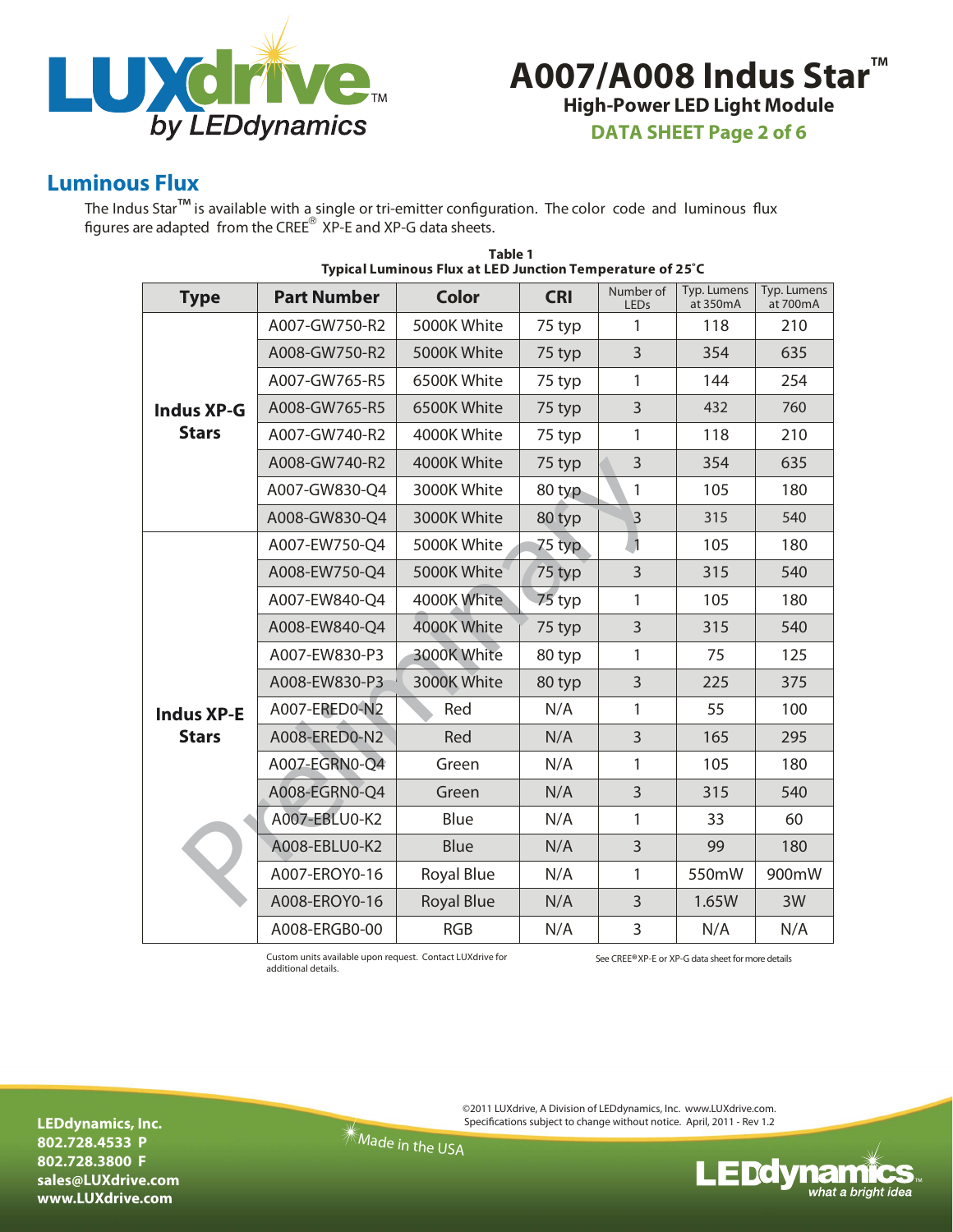## Luminous Flux

The Indus Star™ is available with a single or tri-emitter configuration. The color code and luminous flux figures are adapted from the CREE® XP-E and XP-G data sheets.

**Table 1**
**Typical Luminous Flux at LED Junction Temperature of 25˚C**

| Type | Part Number | Color | CRI | Number of LEDs | Typ. Lumens at 350mA | Typ. Lumens at 700mA |
|---|---|---|---|---|---|---|
| Indus XP-G Stars | A007-GW750-R2 | 5000K White | 75 typ | 1 | 118 | 210 |
| | A008-GW750-R2 | 5000K White | 75 typ | 3 | 354 | 635 |
| | A007-GW765-R5 | 6500K White | 75 typ | 1 | 144 | 254 |
| | A008-GW765-R5 | 6500K White | 75 typ | 3 | 432 | 760 |
| | A007-GW740-R2 | 4000K White | 75 typ | 1 | 118 | 210 |
| | A008-GW740-R2 | 4000K White | 75 typ | 3 | 354 | 635 |
| | A007-GW830-Q4 | 3000K White | 80 typ | 1 | 105 | 180 |
| | A008-GW830-Q4 | 3000K White | 80 typ | 3 | 315 | 540 |
| Indus XP-E Stars | A007-EW750-Q4 | 5000K White | 75 typ | 1 | 105 | 180 |
| | A008-EW750-Q4 | 5000K White | 75 typ | 3 | 315 | 540 |
| | A007-EW840-Q4 | 4000K White | 75 typ | 1 | 105 | 180 |
| | A008-EW840-Q4 | 4000K White | 75 typ | 3 | 315 | 540 |
| | A007-EW830-P3 | 3000K White | 80 typ | 1 | 75 | 125 |
| | A008-EW830-P3 | 3000K White | 80 typ | 3 | 225 | 375 |
| | A007-ERED0-N2 | Red | N/A | 1 | 55 | 100 |
| | A008-ERED0-N2 | Red | N/A | 3 | 165 | 295 |
| | A007-EGRN0-Q4 | Green | N/A | 1 | 105 | 180 |
| | A008-EGRN0-Q4 | Green | N/A | 3 | 315 | 540 |
| | A007-EBLU0-K2 | Blue | N/A | 1 | 33 | 60 |
| | A008-EBLU0-K2 | Blue | N/A | 3 | 99 | 180 |
| | A007-EROY0-16 | Royal Blue | N/A | 1 | 550mW | 900mW |
| | A008-EROY0-16 | Royal Blue | N/A | 3 | 1.65W | 3W |
| | A008-ERGB0-00 | RGB | N/A | 3 | N/A | N/A |

Custom units available upon request. Contact LUXdrive for additional details.

See CREE® XP-E or XP-G data sheet for more details

Preliminary

©2011 LUXdrive, A Division of LEDdynamics, Inc. www.LUXdrive.com.
Specifications subject to change without notice. April, 2011 - Rev 1.2

LEDdynamics, Inc.
802.728.4533 P
802.728.3800 F
sales@LUXdrive.com
www.LUXdrive.com

Made in the USA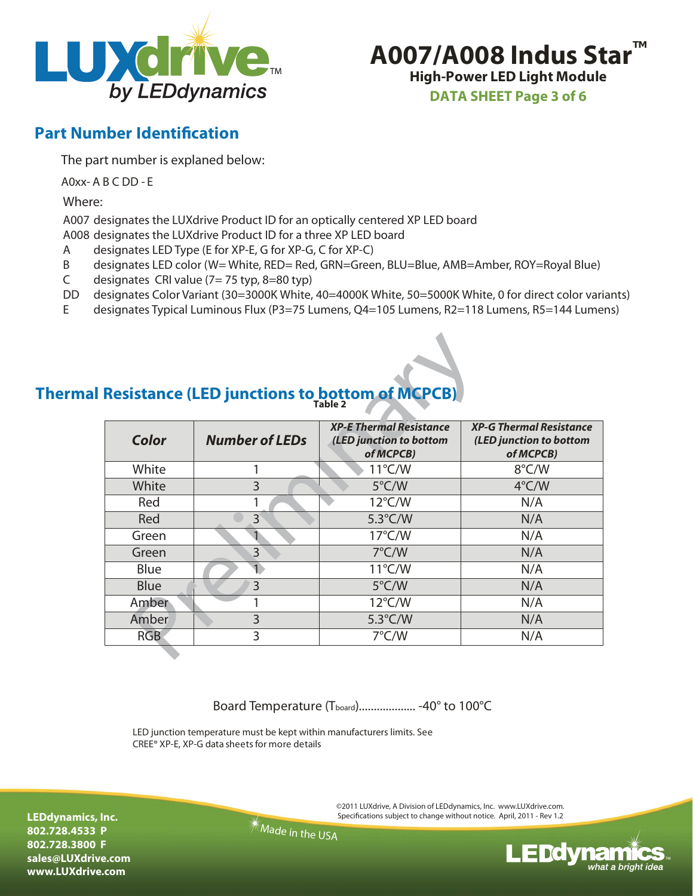## Part Number Identification

The part number is explaned below:

A0xx- A B C DD - E

Where:

A007 designates the LUXdrive Product ID for an optically centered XP LED board
A008 designates the LUXdrive Product ID for a three XP LED board
A designates LED Type (E for XP-E, G for XP-G, C for XP-C)
B designates LED color (W= White, RED= Red, GRN=Green, BLU=Blue, AMB=Amber, ROY=Royal Blue)
C designates CRI value (7= 75 typ, 8=80 typ)
DD designates Color Variant (30=3000K White, 40=4000K White, 50=5000K White, 0 for direct color variants)
E designates Typical Luminous Flux (P3=75 Lumens, Q4=105 Lumens, R2=118 Lumens, R5=144 Lumens)

## Thermal Resistance (LED junctions to bottom of MCPCB)

**Table 2**

| Color | Number of LEDs | XP-E Thermal Resistance (LED junction to bottom of MCPCB) | XP-G Thermal Resistance (LED junction to bottom of MCPCB) |
|---|---|---|---|
| White | 1 | 11°C/W | 8°C/W |
| White | 3 | 5°C/W | 4°C/W |
| Red | 1 | 12°C/W | N/A |
| Red | 3 | 5.3°C/W | N/A |
| Green | 1 | 17°C/W | N/A |
| Green | 3 | 7°C/W | N/A |
| Blue | 1 | 11°C/W | N/A |
| Blue | 3 | 5°C/W | N/A |
| Amber | 1 | 12°C/W | N/A |
| Amber | 3 | 5.3°C/W | N/A |
| RGB | 3 | 7°C/W | N/A |

Board Temperature ($T_{board}$).................. -40° to 100°C

LED junction temperature must be kept within manufacturers limits. See CREE® XP-E, XP-G data sheets for more details

©2011 LUXdrive, A Division of LEDdynamics, Inc. www.LUXdrive.com. Specifications subject to change without notice. April, 2011 - Rev 1.2

Made in the USA

**LEDdynamics, Inc.**
**802.728.4533 P**
**802.728.3800 F**
**sales@LUXdrive.com**
**www.LUXdrive.com**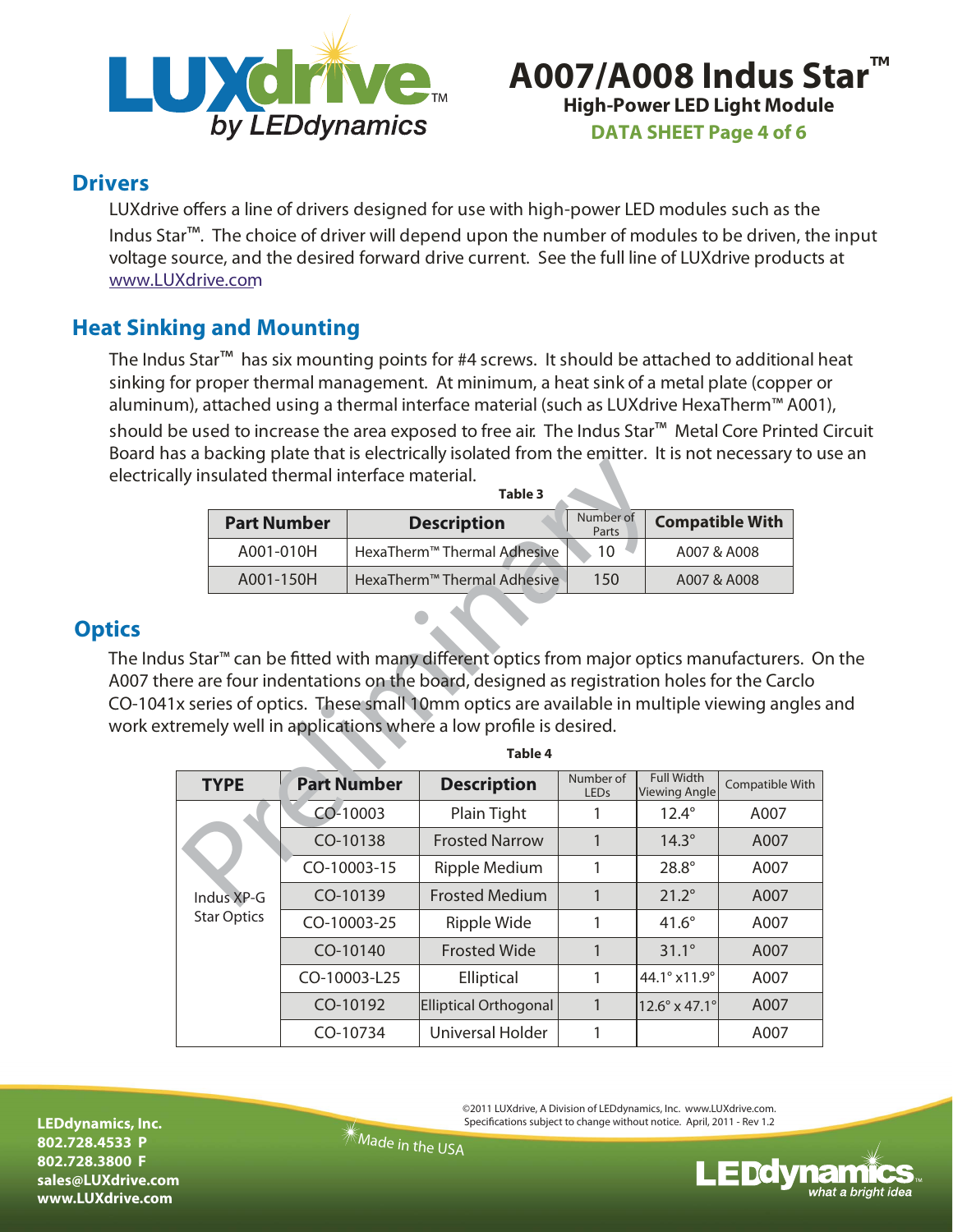## Drivers

LUXdrive offers a line of drivers designed for use with high-power LED modules such as the Indus Star™. The choice of driver will depend upon the number of modules to be driven, the input voltage source, and the desired forward drive current. See the full line of LUXdrive products at www.LUXdrive.com

## Heat Sinking and Mounting

The Indus Star™ has six mounting points for #4 screws. It should be attached to additional heat sinking for proper thermal management. At minimum, a heat sink of a metal plate (copper or aluminum), attached using a thermal interface material (such as LUXdrive HexaTherm™ A001), should be used to increase the area exposed to free air. The Indus Star™ Metal Core Printed Circuit Board has a backing plate that is electrically isolated from the emitter. It is not necessary to use an electrically insulated thermal interface material.

**Table 3**

| Part Number | Description | Number of Parts | Compatible With |
|---|---|---|---|
| A001-010H | HexaTherm™ Thermal Adhesive | 10 | A007 & A008 |
| A001-150H | HexaTherm™ Thermal Adhesive | 150 | A007 & A008 |

## Optics

The Indus Star™ can be fitted with many different optics from major optics manufacturers. On the A007 there are four indentations on the board, designed as registration holes for the Carclo CO-1041x series of optics. These small 10mm optics are available in multiple viewing angles and work extremely well in applications where a low profile is desired.

**Table 4**

| TYPE | Part Number | Description | Number of LEDs | Full Width Viewing Angle | Compatible With |
|---|---|---|---|---|---|
| Indus XP-G Star Optics | CO-10003 | Plain Tight | 1 | 12.4° | A007 |
| | CO-10138 | Frosted Narrow | 1 | 14.3° | A007 |
| | CO-10003-15 | Ripple Medium | 1 | 28.8° | A007 |
| | CO-10139 | Frosted Medium | 1 | 21.2° | A007 |
| | CO-10003-25 | Ripple Wide | 1 | 41.6° | A007 |
| | CO-10140 | Frosted Wide | 1 | 31.1° | A007 |
| | CO-10003-L25 | Elliptical | 1 | 44.1° x11.9° | A007 |
| | CO-10192 | Elliptical Orthogonal | 1 | 12.6° x 47.1° | A007 |
| | CO-10734 | Universal Holder | 1 | | A007 |

©2011 LUXdrive, A Division of LEDdynamics, Inc. www.LUXdrive.com. Specifications subject to change without notice. April, 2011 - Rev 1.2

LEDdynamics, Inc.
802.728.4533 P
802.728.3800 F
sales@LUXdrive.com
www.LUXdrive.com

Made in the USA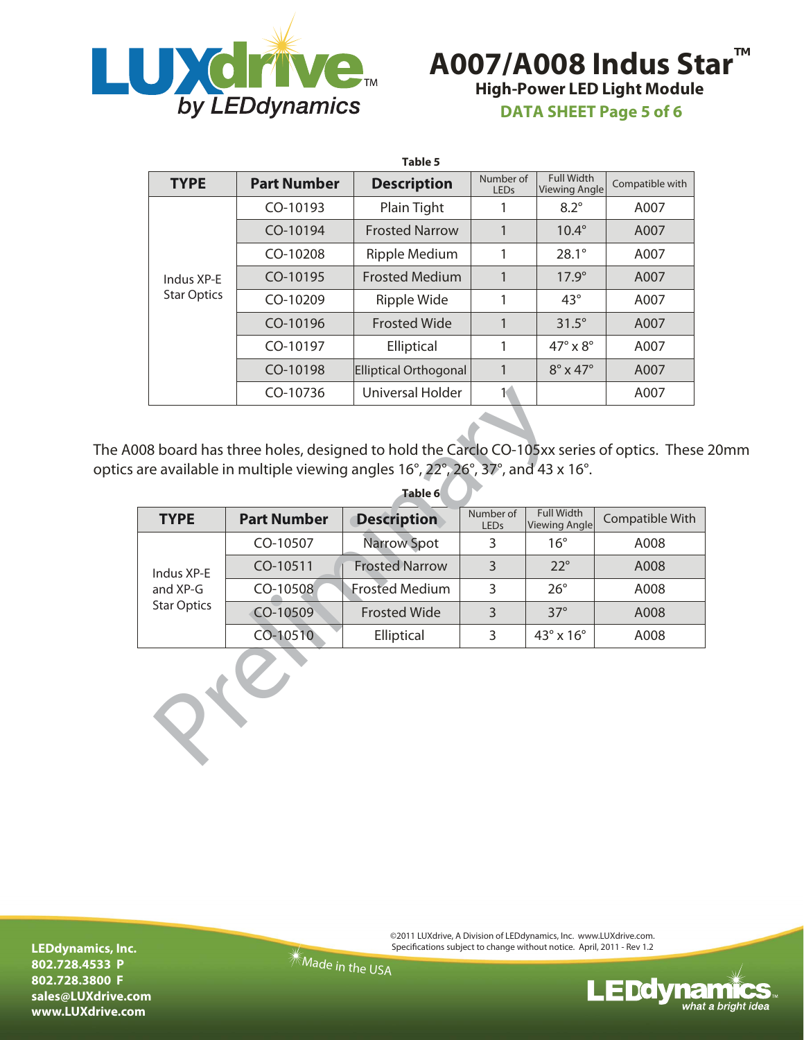**Table 5**

| TYPE | Part Number | Description | Number of LEDs | Full Width Viewing Angle | Compatible with |
|---|---|---|---|---|---|
| Indus XP-E Star Optics | CO-10193 | Plain Tight | 1 | 8.2° | A007 |
| | CO-10194 | Frosted Narrow | 1 | 10.4° | A007 |
| | CO-10208 | Ripple Medium | 1 | 28.1° | A007 |
| | CO-10195 | Frosted Medium | 1 | 17.9° | A007 |
| | CO-10209 | Ripple Wide | 1 | 43° | A007 |
| | CO-10196 | Frosted Wide | 1 | 31.5° | A007 |
| | CO-10197 | Elliptical | 1 | 47° x 8° | A007 |
| | CO-10198 | Elliptical Orthogonal | 1 | 8° x 47° | A007 |
| | CO-10736 | Universal Holder | 1 | | A007 |

The A008 board has three holes, designed to hold the Carclo CO-105xx series of optics. These 20mm optics are available in multiple viewing angles 16°, 22°, 26°, 37°, and 43 x 16°.

**Table 6**

| TYPE | Part Number | Description | Number of LEDs | Full Width Viewing Angle | Compatible With |
|---|---|---|---|---|---|
| Indus XP-E and XP-G Star Optics | CO-10507 | Narrow Spot | 3 | 16° | A008 |
| | CO-10511 | Frosted Narrow | 3 | 22° | A008 |
| | CO-10508 | Frosted Medium | 3 | 26° | A008 |
| | CO-10509 | Frosted Wide | 3 | 37° | A008 |
| | CO-10510 | Elliptical | 3 | 43° x 16° | A008 |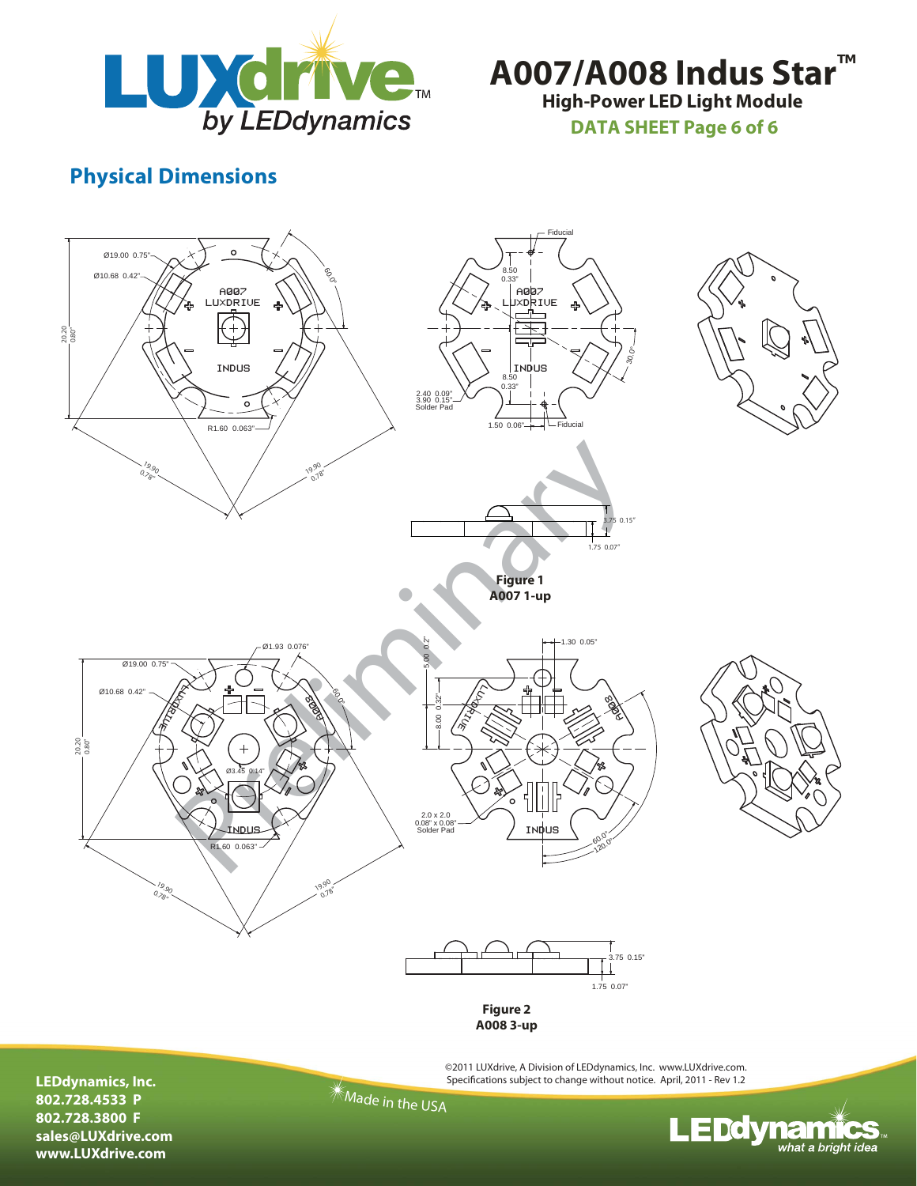# A007/A008 Indus Star™

**High-Power LED Light Module**

## Physical Dimensions

Ø19.00 0.75"
Ø10.68 0.42"
20.20 0.80"
60.0°
R1.60 0.063"
19.90 0.78"
19.90 0.78"
A007
LUXDRIVE
INDUS

Fiducial
8.50 0.33"
8.50 0.33"
30.0°
2.40 0.09"
3.90 0.15"
Solder Pad
1.50 0.06"
Fiducial

3.75 0.15"
1.75 0.07"

**Figure 1**
**A007 1-up**

Ø1.93 0.076"
Ø19.00 0.75"
Ø10.68 0.42"
20.20 0.80"
60.0°
Ø3.45 0.14"
R1.60 0.063"
19.90 0.78"
19.90 0.78"
LUXDRIVE
A008
INDUS

5.00 0.2"
1.30 0.05"
8.00 0.32"
2.0 x 2.0
0.08" x 0.08"
Solder Pad
60.0°
120.0°

3.75 0.15"
1.75 0.07"

**Figure 2**
**A008 3-up**

Preliminary

©2011 LUXdrive, A Division of LEDdynamics, Inc. www.LUXdrive.com.
Specifications subject to change without notice. April, 2011 - Rev 1.2

**LEDdynamics, Inc.**
**802.728.4533 P**
**802.728.3800 F**
**sales@LUXdrive.com**
**www.LUXdrive.com**

Made in the USA